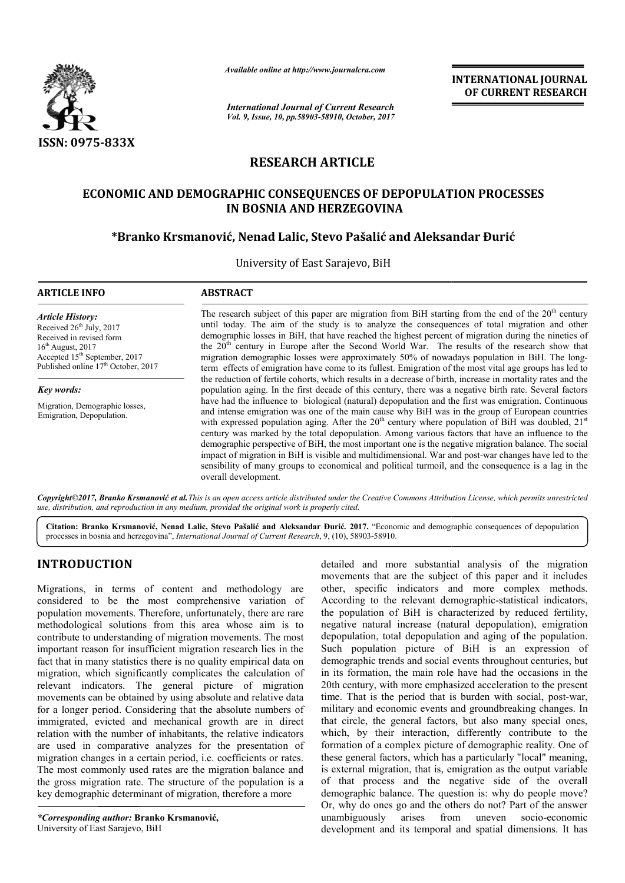# RESEARCH ARTICLE

## ECONOMIC AND DEMOGRAPHIC CONSEQUENCES OF DEPOPULATION PROCESSES IN BOSNIA AND HERZEGOVINA

**\*Branko Krsmanović, Nenad Lalic, Stevo Pašalić and Aleksandar Đurić**

University of East Sarajevo, BiH

### ARTICLE INFO

*Article History:*
Received 26th July, 2017
Received in revised form 16th August, 2017
Accepted 15th September, 2017
Published online 17th October, 2017

*Key words:*

Migration, Demographic losses, Emigration, Depopulation.

### ABSTRACT

The research subject of this paper are migration from BiH starting from the end of the 20th century until today. The aim of the study is to analyze the consequences of total migration and other demographic losses in BiH, that have reached the highest percent of migration during the nineties of the 20th century in Europe after the Second World War. The results of the research show that migration demographic losses were approximately 50% of nowadays population in BiH. The long-term effects of emigration have come to its fullest. Emigration of the most vital age groups has led to the reduction of fertile cohorts, which results in a decrease of birth, increase in mortality rates and the population aging. In the first decade of this century, there was a negative birth rate. Several factors have had the influence to biological (natural) depopulation and the first was emigration. Continuous and intense emigration was one of the main cause why BiH was in the group of European countries with expressed population aging. After the 20th century where population of BiH was doubled, 21st century was marked by the total depopulation. Among various factors that have an influence to the demographic perspective of BiH, the most important one is the negative migration balance. The social impact of migration in BiH is visible and multidimensional. War and post-war changes have led to the sensibility of many groups to economical and political turmoil, and the consequence is a lag in the overall development.

*Copyright©2017, Branko Krsmanović et al. This is an open access article distributed under the Creative Commons Attribution License, which permits unrestricted use, distribution, and reproduction in any medium, provided the original work is properly cited.*

**Citation: Branko Krsmanović, Nenad Lalic, Stevo Pašalić and Aleksandar Đurić. 2017.** "Economic and demographic consequences of depopulation processes in bosnia and herzegovina", *International Journal of Current Research*, 9, (10), 58903-58910.

## INTRODUCTION

Migrations, in terms of content and methodology are considered to be the most comprehensive variation of population movements. Therefore, unfortunately, there are rare methodological solutions from this area whose aim is to contribute to understanding of migration movements. The most important reason for insufficient migration research lies in the fact that in many statistics there is no quality empirical data on migration, which significantly complicates the calculation of relevant indicators. The general picture of migration movements can be obtained by using absolute and relative data for a longer period. Considering that the absolute numbers of immigrated, evicted and mechanical growth are in direct relation with the number of inhabitants, the relative indicators are used in comparative analyzes for the presentation of migration changes in a certain period, i.e. coefficients or rates. The most commonly used rates are the migration balance and the gross migration rate. The structure of the population is a key demographic determinant of migration, therefore a more detailed and more substantial analysis of the migration movements that are the subject of this paper and it includes other, specific indicators and more complex methods. According to the relevant demographic-statistical indicators, the population of BiH is characterized by reduced fertility, negative natural increase (natural depopulation), emigration depopulation, total depopulation and aging of the population. Such population picture of BiH is an expression of demographic trends and social events throughout centuries, but in its formation, the main role have had the occasions in the 20th century, with more emphasized acceleration to the present time. That is the period that is burden with social, post-war, military and economic events and groundbreaking changes. In that circle, the general factors, but also many special ones, which, by their interaction, differently contribute to the formation of a complex picture of demographic reality. One of these general factors, which has a particularly "local" meaning, is external migration, that is, emigration as the output variable of that process and the negative side of the overall demographic balance. The question is: why do people move? Or, why do ones go and the others do not? Part of the answer unambiguously arises from uneven socio-economic development and its temporal and spatial dimensions. It has

*\*Corresponding author:* **Branko Krsmanović,**
University of East Sarajevo, BiH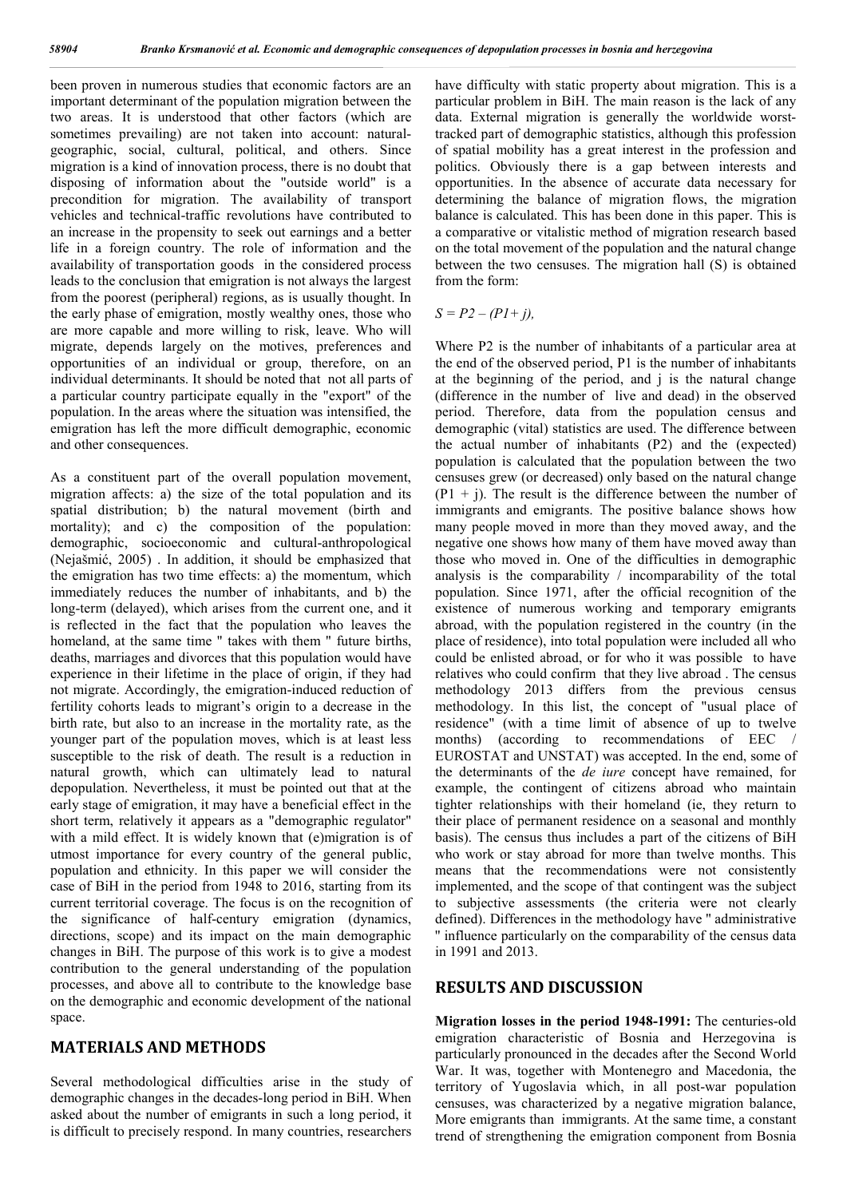been proven in numerous studies that economic factors are an important determinant of the population migration between the two areas. It is understood that other factors (which are sometimes prevailing) are not taken into account: natural-geographic, social, cultural, political, and others. Since migration is a kind of innovation process, there is no doubt that disposing of information about the "outside world" is a precondition for migration. The availability of transport vehicles and technical-traffic revolutions have contributed to an increase in the propensity to seek out earnings and a better life in a foreign country. The role of information and the availability of transportation goods in the considered process leads to the conclusion that emigration is not always the largest from the poorest (peripheral) regions, as is usually thought. In the early phase of emigration, mostly wealthy ones, those who are more capable and more willing to risk, leave. Who will migrate, depends largely on the motives, preferences and opportunities of an individual or group, therefore, on an individual determinants. It should be noted that not all parts of a particular country participate equally in the "export" of the population. In the areas where the situation was intensified, the emigration has left the more difficult demographic, economic and other consequences.

As a constituent part of the overall population movement, migration affects: a) the size of the total population and its spatial distribution; b) the natural movement (birth and mortality); and c) the composition of the population: demographic, socioeconomic and cultural-anthropological (Nejašmić, 2005) . In addition, it should be emphasized that the emigration has two time effects: a) the momentum, which immediately reduces the number of inhabitants, and b) the long-term (delayed), which arises from the current one, and it is reflected in the fact that the population who leaves the homeland, at the same time " takes with them " future births, deaths, marriages and divorces that this population would have experience in their lifetime in the place of origin, if they had not migrate. Accordingly, the emigration-induced reduction of fertility cohorts leads to migrant's origin to a decrease in the birth rate, but also to an increase in the mortality rate, as the younger part of the population moves, which is at least less susceptible to the risk of death. The result is a reduction in natural growth, which can ultimately lead to natural depopulation. Nevertheless, it must be pointed out that at the early stage of emigration, it may have a beneficial effect in the short term, relatively it appears as a "demographic regulator" with a mild effect. It is widely known that (e)migration is of utmost importance for every country of the general public, population and ethnicity. In this paper we will consider the case of BiH in the period from 1948 to 2016, starting from its current territorial coverage. The focus is on the recognition of the significance of half-century emigration (dynamics, directions, scope) and its impact on the main demographic changes in BiH. The purpose of this work is to give a modest contribution to the general understanding of the population processes, and above all to contribute to the knowledge base on the demographic and economic development of the national space.

## MATERIALS AND METHODS

Several methodological difficulties arise in the study of demographic changes in the decades-long period in BiH. When asked about the number of emigrants in such a long period, it is difficult to precisely respond. In many countries, researchers have difficulty with static property about migration. This is a particular problem in BiH. The main reason is the lack of any data. External migration is generally the worldwide worst-tracked part of demographic statistics, although this profession of spatial mobility has a great interest in the profession and politics. Obviously there is a gap between interests and opportunities. In the absence of accurate data necessary for determining the balance of migration flows, the migration balance is calculated. This has been done in this paper. This is a comparative or vitalistic method of migration research based on the total movement of the population and the natural change between the two censuses. The migration hall (S) is obtained from the form:

$$S = P2 – (P1+ j),$$

Where P2 is the number of inhabitants of a particular area at the end of the observed period, P1 is the number of inhabitants at the beginning of the period, and j is the natural change (difference in the number of live and dead) in the observed period. Therefore, data from the population census and demographic (vital) statistics are used. The difference between the actual number of inhabitants (P2) and the (expected) population is calculated that the population between the two censuses grew (or decreased) only based on the natural change (P1 + j). The result is the difference between the number of immigrants and emigrants. The positive balance shows how many people moved in more than they moved away, and the negative one shows how many of them have moved away than those who moved in. One of the difficulties in demographic analysis is the comparability / incomparability of the total population. Since 1971, after the official recognition of the existence of numerous working and temporary emigrants abroad, with the population registered in the country (in the place of residence), into total population were included all who could be enlisted abroad, or for who it was possible to have relatives who could confirm that they live abroad . The census methodology 2013 differs from the previous census methodology. In this list, the concept of "usual place of residence" (with a time limit of absence of up to twelve months) (according to recommendations of EEC / EUROSTAT and UNSTAT) was accepted. In the end, some of the determinants of the *de iure* concept have remained, for example, the contingent of citizens abroad who maintain tighter relationships with their homeland (ie, they return to their place of permanent residence on a seasonal and monthly basis). The census thus includes a part of the citizens of BiH who work or stay abroad for more than twelve months. This means that the recommendations were not consistently implemented, and the scope of that contingent was the subject to subjective assessments (the criteria were not clearly defined). Differences in the methodology have " administrative " influence particularly on the comparability of the census data in 1991 and 2013.

## RESULTS AND DISCUSSION

**Migration losses in the period 1948-1991:** The centuries-old emigration characteristic of Bosnia and Herzegovina is particularly pronounced in the decades after the Second World War. It was, together with Montenegro and Macedonia, the territory of Yugoslavia which, in all post-war population censuses, was characterized by a negative migration balance, More emigrants than immigrants. At the same time, a constant trend of strengthening the emigration component from Bosnia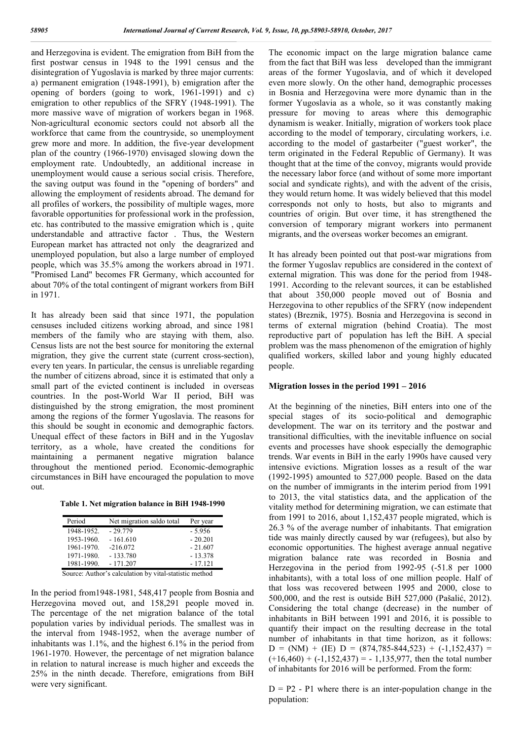and Herzegovina is evident. The emigration from BiH from the first postwar census in 1948 to the 1991 census and the disintegration of Yugoslavia is marked by three major currents: a) permanent emigration (1948-1991), b) emigration after the opening of borders (going to work, 1961-1991) and c) emigration to other republics of the SFRY (1948-1991). The more massive wave of migration of workers began in 1968. Non-agricultural economic sectors could not absorb all the workforce that came from the countryside, so unemployment grew more and more. In addition, the five-year development plan of the country (1966-1970) envisaged slowing down the employment rate. Undoubtedly, an additional increase in unemployment would cause a serious social crisis. Therefore, the saving output was found in the "opening of borders" and allowing the employment of residents abroad. The demand for all profiles of workers, the possibility of multiple wages, more favorable opportunities for professional work in the profession, etc. has contributed to the massive emigration which is , quite understandable and attractive factor . Thus, the Western European market has attracted not only the deagrarized and unemployed population, but also a large number of employed people, which was 35.5% among the workers abroad in 1971. "Promised Land" becomes FR Germany, which accounted for about 70% of the total contingent of migrant workers from BiH in 1971.

It has already been said that since 1971, the population censuses included citizens working abroad, and since 1981 members of the family who are staying with them, also. Census lists are not the best source for monitoring the external migration, they give the current state (current cross-section), every ten years. In particular, the census is unreliable regarding the number of citizens abroad, since it is estimated that only a small part of the evicted continent is included in overseas countries. In the post-World War II period, BiH was distinguished by the strong emigration, the most prominent among the regions of the former Yugoslavia. The reasons for this should be sought in economic and demographic factors. Unequal effect of these factors in BiH and in the Yugoslav territory, as a whole, have created the conditions for maintaining a permanent negative migration balance throughout the mentioned period. Economic-demographic circumstances in BiH have encouraged the population to move out.

**Table 1. Net migration balance in BiH 1948-1990**

| Period | Net migration saldo total | Per year |
|---|---|---|
| 1948-1952. | - 29.779 | - 5.956 |
| 1953-1960. | - 161.610 | - 20.201 |
| 1961-1970. | -216.072 | - 21.607 |
| 1971-1980. | - 133.780 | - 13.378 |
| 1981-1990. | - 171.207 | - 17.121 |

Source: Author's calculation by vital-statistic method

In the period from1948-1981, 548,417 people from Bosnia and Herzegovina moved out, and 158,291 people moved in. The percentage of the net migration balance of the total population varies by individual periods. The smallest was in the interval from 1948-1952, when the average number of inhabitants was 1.1%, and the highest 6.1% in the period from 1961-1970. However, the percentage of net migration balance in relation to natural increase is much higher and exceeds the 25% in the ninth decade. Therefore, emigrations from BiH were very significant.

The economic impact on the large migration balance came from the fact that BiH was less developed than the immigrant areas of the former Yugoslavia, and of which it developed even more slowly. On the other hand, demographic processes in Bosnia and Herzegovina were more dynamic than in the former Yugoslavia as a whole, so it was constantly making pressure for moving to areas where this demographic dynamism is weaker. Initially, migration of workers took place according to the model of temporary, circulating workers, i.e. according to the model of gastarbeiter ("guest worker", the term originated in the Federal Republic of Germany). It was thought that at the time of the convoy, migrants would provide the necessary labor force (and without of some more important social and syndicate rights), and with the advent of the crisis, they would return home. It was widely believed that this model corresponds not only to hosts, but also to migrants and countries of origin. But over time, it has strengthened the conversion of temporary migrant workers into permanent migrants, and the overseas worker becomes an emigrant.

It has already been pointed out that post-war migrations from the former Yugoslav republics are considered in the context of external migration. This was done for the period from 1948-1991. According to the relevant sources, it can be established that about 350,000 people moved out of Bosnia and Herzegovina to other republics of the SFRY (now independent states) (Breznik, 1975). Bosnia and Herzegovina is second in terms of external migration (behind Croatia). The most reproductive part of population has left the BiH. A special problem was the mass phenomenon of the emigration of highly qualified workers, skilled labor and young highly educated people.

## Migration losses in the period 1991 – 2016

At the beginning of the nineties, BiH enters into one of the special stages of its socio-political and demographic development. The war on its territory and the postwar and transitional difficulties, with the inevitable influence on social events and processes have shook especially the demographic trends. War events in BiH in the early 1990s have caused very intensive evictions. Migration losses as a result of the war (1992-1995) amounted to 527,000 people. Based on the data on the number of immigrants in the interim period from 1991 to 2013, the vital statistics data, and the application of the vitality method for determining migration, we can estimate that from 1991 to 2016, about 1,152,437 people migrated, which is 26.3 % of the average number of inhabitants. That emigration tide was mainly directly caused by war (refugees), but also by economic opportunities. The highest average annual negative migration balance rate was recorded in Bosnia and Herzegovina in the period from 1992-95 (-51.8 per 1000 inhabitants), with a total loss of one million people. Half of that loss was recovered between 1995 and 2000, close to 500,000, and the rest is outside BiH 527,000 (Pašalić, 2012). Considering the total change (decrease) in the number of inhabitants in BiH between 1991 and 2016, it is possible to quantify their impact on the resulting decrease in the total number of inhabitants in that time horizon, as it follows: $D = (NM) + (IE)$ $D = (874{,}785\text{-}844{,}523) + (-1{,}152{,}437) = (+16{,}460) + (-1{,}152{,}437) = -1{,}135{,}977$, then the total number of inhabitants for 2016 will be performed. From the form:

$D = P2 - P1$ where there is an inter-population change in the population: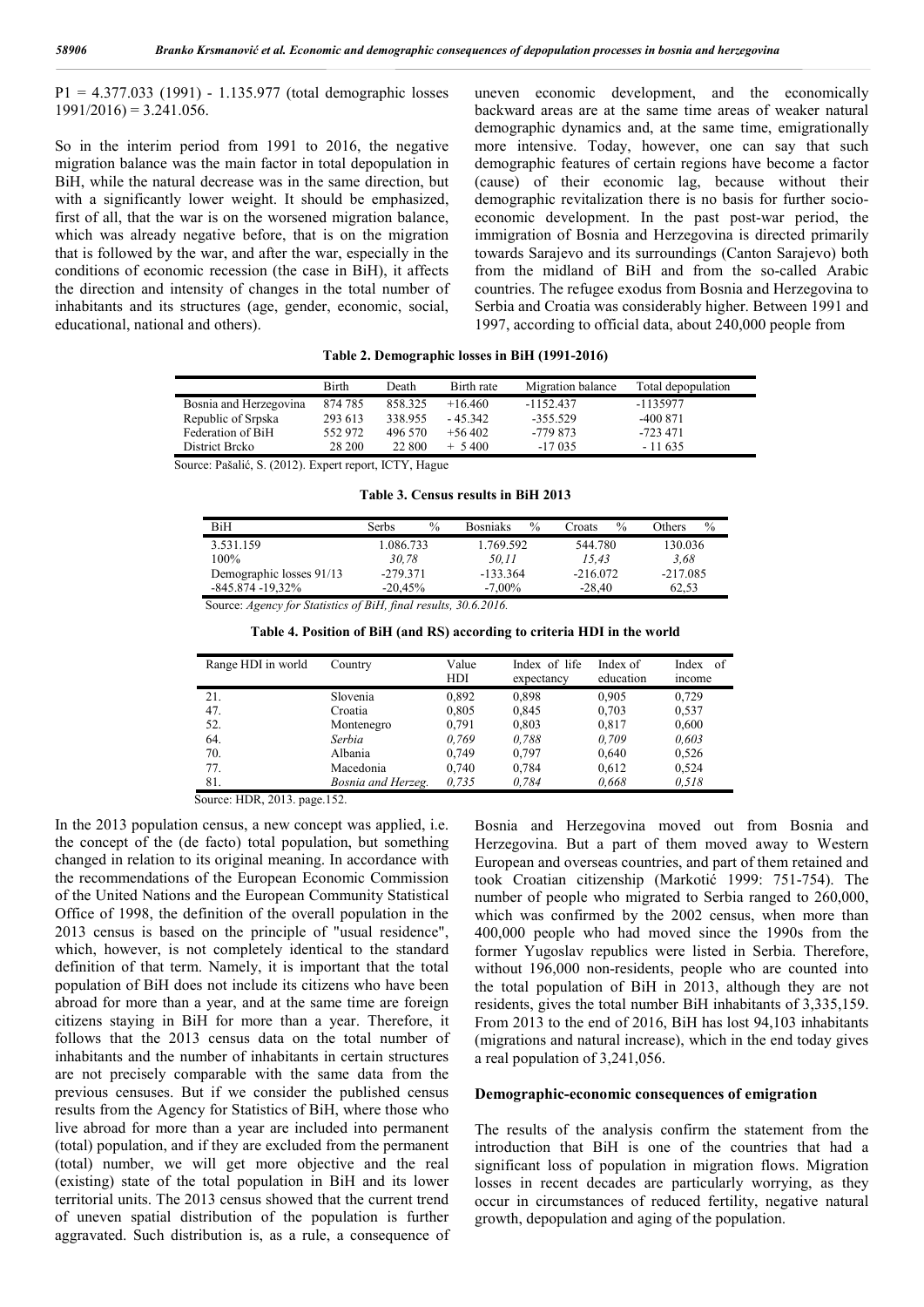P1 = 4.377.033 (1991) - 1.135.977 (total demographic losses 1991/2016) = 3.241.056.

So in the interim period from 1991 to 2016, the negative migration balance was the main factor in total depopulation in BiH, while the natural decrease was in the same direction, but with a significantly lower weight. It should be emphasized, first of all, that the war is on the worsened migration balance, which was already negative before, that is on the migration that is followed by the war, and after the war, especially in the conditions of economic recession (the case in BiH), it affects the direction and intensity of changes in the total number of inhabitants and its structures (age, gender, economic, social, educational, national and others).

uneven economic development, and the economically backward areas are at the same time areas of weaker natural demographic dynamics and, at the same time, emigrationally more intensive. Today, however, one can say that such demographic features of certain regions have become a factor (cause) of their economic lag, because without their demographic revitalization there is no basis for further socio-economic development. In the past post-war period, the immigration of Bosnia and Herzegovina is directed primarily towards Sarajevo and its surroundings (Canton Sarajevo) both from the midland of BiH and from the so-called Arabic countries. The refugee exodus from Bosnia and Herzegovina to Serbia and Croatia was considerably higher. Between 1991 and 1997, according to official data, about 240,000 people from

**Table 2. Demographic losses in BiH (1991-2016)**

| | Birth | Death | Birth rate | Migration balance | Total depopulation |
|---|---|---|---|---|---|
| Bosnia and Herzegovina | 874 785 | 858.325 | +16.460 | -1152.437 | -1135977 |
| Republic of Srpska | 293 613 | 338.955 | - 45.342 | -355.529 | -400 871 |
| Federation of BiH | 552 972 | 496 570 | +56 402 | -779 873 | -723 471 |
| District Brcko | 28 200 | 22 800 | + 5 400 | -17 035 | - 11 635 |

Source: Pašalić, S. (2012). Expert report, ICTY, Hague

**Table 3. Census results in BiH 2013**

| BiH | Serbs % | Bosniaks % | Croats % | Others % |
|---|---|---|---|---|
| 3.531.159 | 1.086.733 | 1.769.592 | 544.780 | 130.036 |
| 100% | *30,78* | *50,11* | *15,43* | *3,68* |
| Demographic losses 91/13 | -279.371 | -133.364 | -216.072 | -217.085 |
| -845.874 -19,32% | -20,45% | -7,00% | -28,40 | 62,53 |

Source: *Agency for Statistics of BiH, final results, 30.6.2016.*

**Table 4. Position of BiH (and RS) according to criteria HDI in the world**

| Range HDI in world | Country | Value HDI | Index of life expectancy | Index of education | Index of income |
|---|---|---|---|---|---|
| 21. | Slovenia | 0,892 | 0,898 | 0,905 | 0,729 |
| 47. | Croatia | 0,805 | 0,845 | 0,703 | 0,537 |
| 52. | Montenegro | 0,791 | 0,803 | 0,817 | 0,600 |
| 64. | *Serbia* | *0,769* | *0,788* | *0,709* | *0,603* |
| 70. | Albania | 0,749 | 0,797 | 0,640 | 0,526 |
| 77. | Macedonia | 0,740 | 0,784 | 0,612 | 0,524 |
| 81. | *Bosnia and Herzeg.* | *0,735* | *0,784* | *0,668* | *0,518* |

Source: HDR, 2013. page.152.

In the 2013 population census, a new concept was applied, i.e. the concept of the (de facto) total population, but something changed in relation to its original meaning. In accordance with the recommendations of the European Economic Commission of the United Nations and the European Community Statistical Office of 1998, the definition of the overall population in the 2013 census is based on the principle of "usual residence", which, however, is not completely identical to the standard definition of that term. Namely, it is important that the total population of BiH does not include its citizens who have been abroad for more than a year, and at the same time are foreign citizens staying in BiH for more than a year. Therefore, it follows that the 2013 census data on the total number of inhabitants and the number of inhabitants in certain structures are not precisely comparable with the same data from the previous censuses. But if we consider the published census results from the Agency for Statistics of BiH, where those who live abroad for more than a year are included into permanent (total) population, and if they are excluded from the permanent (total) number, we will get more objective and the real (existing) state of the total population in BiH and its lower territorial units. The 2013 census showed that the current trend of uneven spatial distribution of the population is further aggravated. Such distribution is, as a rule, a consequence of

Bosnia and Herzegovina moved out from Bosnia and Herzegovina. But a part of them moved away to Western European and overseas countries, and part of them retained and took Croatian citizenship (Markotić 1999: 751-754). The number of people who migrated to Serbia ranged to 260,000, which was confirmed by the 2002 census, when more than 400,000 people who had moved since the 1990s from the former Yugoslav republics were listed in Serbia. Therefore, without 196,000 non-residents, people who are counted into the total population of BiH in 2013, although they are not residents, gives the total number BiH inhabitants of 3,335,159. From 2013 to the end of 2016, BiH has lost 94,103 inhabitants (migrations and natural increase), which in the end today gives a real population of 3,241,056.

### Demographic-economic consequences of emigration

The results of the analysis confirm the statement from the introduction that BiH is one of the countries that had a significant loss of population in migration flows. Migration losses in recent decades are particularly worrying, as they occur in circumstances of reduced fertility, negative natural growth, depopulation and aging of the population.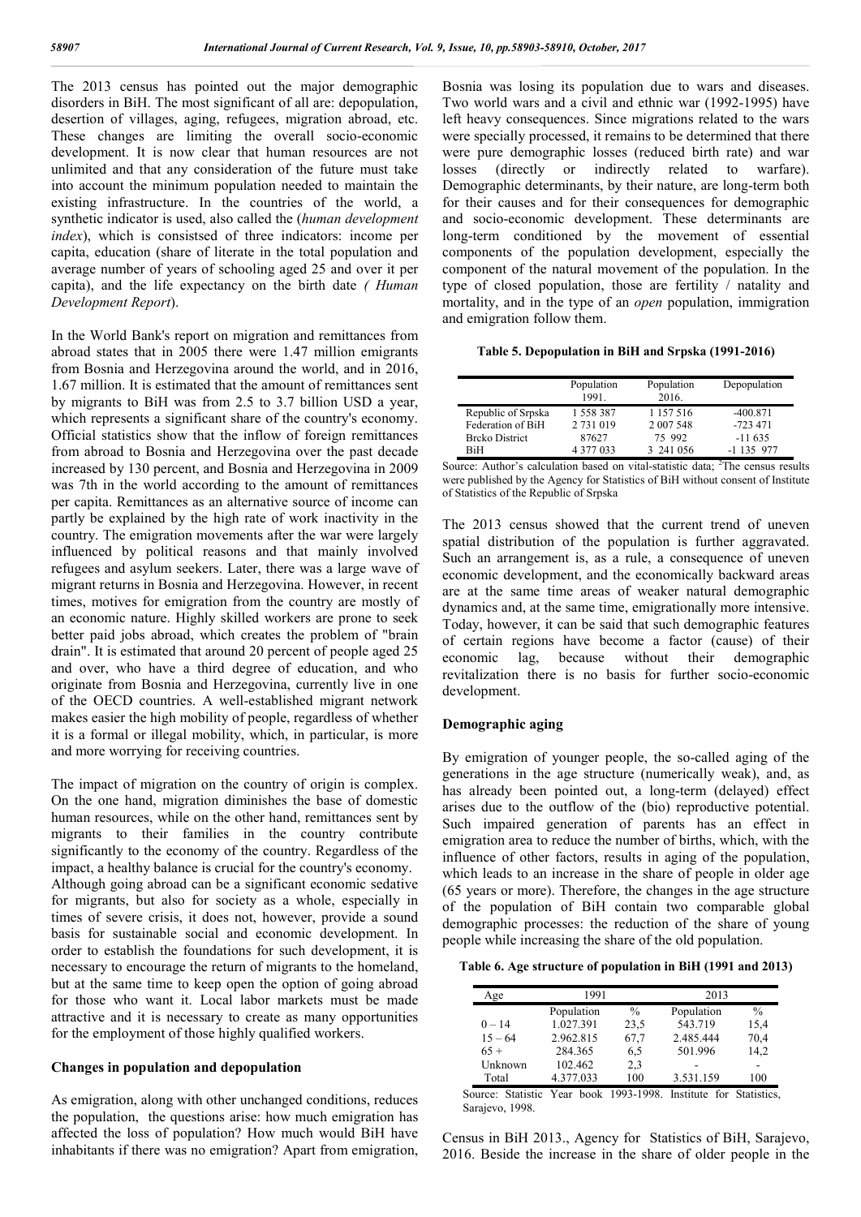The 2013 census has pointed out the major demographic disorders in BiH. The most significant of all are: depopulation, desertion of villages, aging, refugees, migration abroad, etc. These changes are limiting the overall socio-economic development. It is now clear that human resources are not unlimited and that any consideration of the future must take into account the minimum population needed to maintain the existing infrastructure. In the countries of the world, a synthetic indicator is used, also called the (*human development index*), which is consistsed of three indicators: income per capita, education (share of literate in the total population and average number of years of schooling aged 25 and over it per capita), and the life expectancy on the birth date *( Human Development Report*).

In the World Bank's report on migration and remittances from abroad states that in 2005 there were 1.47 million emigrants from Bosnia and Herzegovina around the world, and in 2016, 1.67 million. It is estimated that the amount of remittances sent by migrants to BiH was from 2.5 to 3.7 billion USD a year, which represents a significant share of the country's economy. Official statistics show that the inflow of foreign remittances from abroad to Bosnia and Herzegovina over the past decade increased by 130 percent, and Bosnia and Herzegovina in 2009 was 7th in the world according to the amount of remittances per capita. Remittances as an alternative source of income can partly be explained by the high rate of work inactivity in the country. The emigration movements after the war were largely influenced by political reasons and that mainly involved refugees and asylum seekers. Later, there was a large wave of migrant returns in Bosnia and Herzegovina. However, in recent times, motives for emigration from the country are mostly of an economic nature. Highly skilled workers are prone to seek better paid jobs abroad, which creates the problem of "brain drain". It is estimated that around 20 percent of people aged 25 and over, who have a third degree of education, and who originate from Bosnia and Herzegovina, currently live in one of the OECD countries. A well-established migrant network makes easier the high mobility of people, regardless of whether it is a formal or illegal mobility, which, in particular, is more and more worrying for receiving countries.

The impact of migration on the country of origin is complex. On the one hand, migration diminishes the base of domestic human resources, while on the other hand, remittances sent by migrants to their families in the country contribute significantly to the economy of the country. Regardless of the impact, a healthy balance is crucial for the country's economy. Although going abroad can be a significant economic sedative for migrants, but also for society as a whole, especially in times of severe crisis, it does not, however, provide a sound basis for sustainable social and economic development. In order to establish the foundations for such development, it is necessary to encourage the return of migrants to the homeland, but at the same time to keep open the option of going abroad for those who want it. Local labor markets must be made attractive and it is necessary to create as many opportunities for the employment of those highly qualified workers.

## Changes in population and depopulation

As emigration, along with other unchanged conditions, reduces the population, the questions arise: how much emigration has affected the loss of population? How much would BiH have inhabitants if there was no emigration? Apart from emigration, Bosnia was losing its population due to wars and diseases. Two world wars and a civil and ethnic war (1992-1995) have left heavy consequences. Since migrations related to the wars were specially processed, it remains to be determined that there were pure demographic losses (reduced birth rate) and war losses (directly or indirectly related to warfare). Demographic determinants, by their nature, are long-term both for their causes and for their consequences for demographic and socio-economic development. These determinants are long-term conditioned by the movement of essential components of the population development, especially the component of the natural movement of the population. In the type of closed population, those are fertility / natality and mortality, and in the type of an *open* population, immigration and emigration follow them.

**Table 5. Depopulation in BiH and Srpska (1991-2016)**

| | Population 1991. | Population 2016. | Depopulation |
|---|---|---|---|
| Republic of Srpska | 1 558 387 | 1 157 516 | -400.871 |
| Federation of BiH | 2 731 019 | 2 007 548 | -723 471 |
| Brcko District | 87627 | 75 992 | -11 635 |
| BiH | 4 377 033 | 3 241 056 | -1 135 977 |

Source: Author's calculation based on vital-statistic data; [2]The census results were published by the Agency for Statistics of BiH without consent of Institute of Statistics of the Republic of Srpska

The 2013 census showed that the current trend of uneven spatial distribution of the population is further aggravated. Such an arrangement is, as a rule, a consequence of uneven economic development, and the economically backward areas are at the same time areas of weaker natural demographic dynamics and, at the same time, emigrationally more intensive. Today, however, it can be said that such demographic features of certain regions have become a factor (cause) of their economic lag, because without their demographic revitalization there is no basis for further socio-economic development.

## Demographic aging

By emigration of younger people, the so-called aging of the generations in the age structure (numerically weak), and, as has already been pointed out, a long-term (delayed) effect arises due to the outflow of the (bio) reproductive potential. Such impaired generation of parents has an effect in emigration area to reduce the number of births, which, with the influence of other factors, results in aging of the population, which leads to an increase in the share of people in older age (65 years or more). Therefore, the changes in the age structure of the population of BiH contain two comparable global demographic processes: the reduction of the share of young people while increasing the share of the old population.

**Table 6. Age structure of population in BiH (1991 and 2013)**

| Age | 1991 | | 2013 | |
|---|---|---|---|---|
| | Population | % | Population | % |
| 0 – 14 | 1.027.391 | 23,5 | 543.719 | 15,4 |
| 15 – 64 | 2.962.815 | 67,7 | 2.485.444 | 70,4 |
| 65 + | 284.365 | 6,5 | 501.996 | 14,2 |
| Unknown | 102.462 | 2,3 | - | - |
| Total | 4.377.033 | 100 | 3.531.159 | 100 |

Source: Statistic Year book 1993-1998. Institute for Statistics, Sarajevo, 1998.

Census in BiH 2013., Agency for Statistics of BiH, Sarajevo, 2016. Beside the increase in the share of older people in the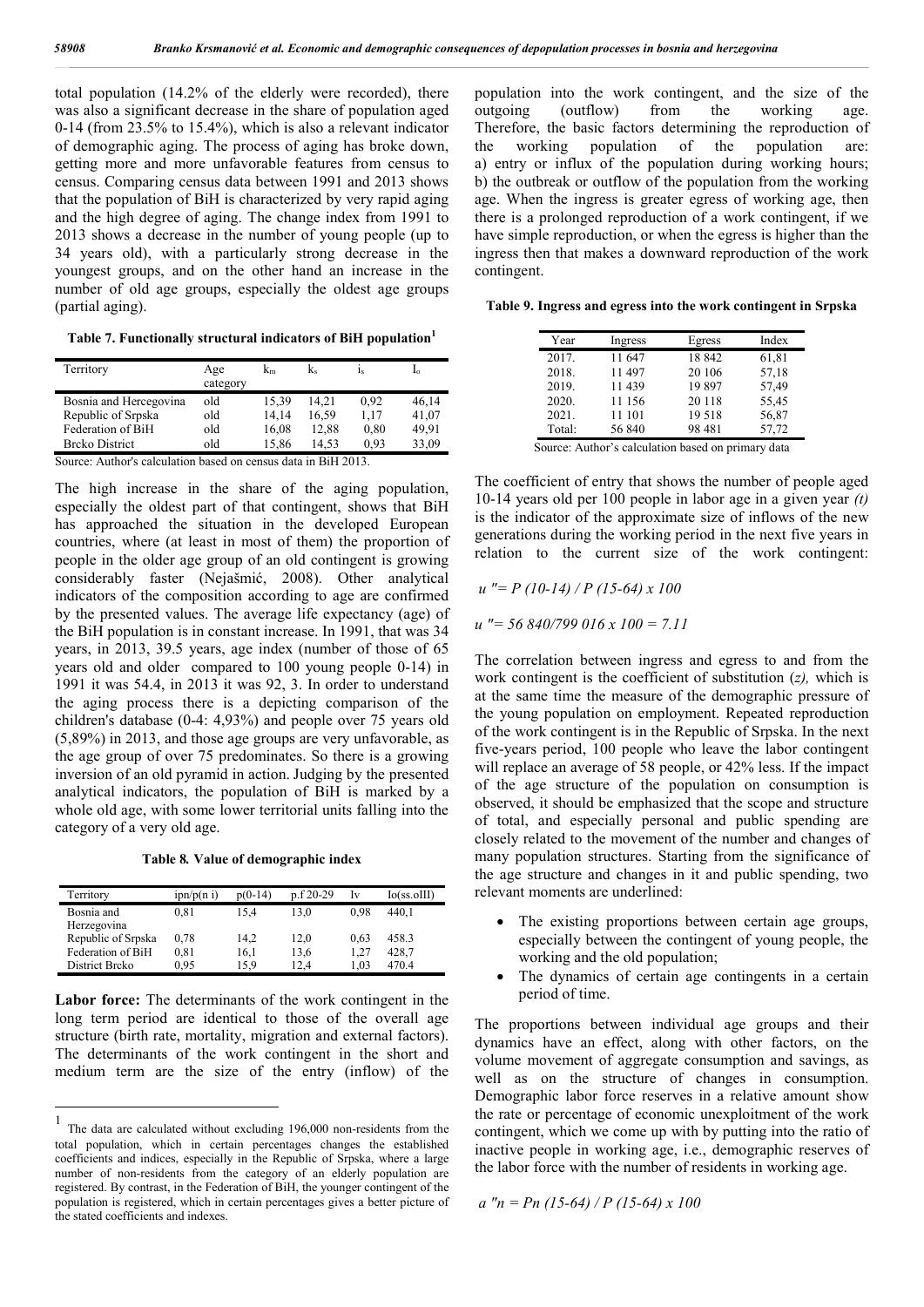total population (14.2% of the elderly were recorded), there was also a significant decrease in the share of population aged 0-14 (from 23.5% to 15.4%), which is also a relevant indicator of demographic aging. The process of aging has broke down, getting more and more unfavorable features from census to census. Comparing census data between 1991 and 2013 shows that the population of BiH is characterized by very rapid aging and the high degree of aging. The change index from 1991 to 2013 shows a decrease in the number of young people (up to 34 years old), with a particularly strong decrease in the youngest groups, and on the other hand an increase in the number of old age groups, especially the oldest age groups (partial aging).

**Table 7. Functionally structural indicators of BiH population[1]**

| Territory | Age category | $k_m$ | $k_s$ | $i_s$ | $I_o$ |
|---|---|---|---|---|---|
| Bosnia and Hercegovina | old | 15,39 | 14,21 | 0,92 | 46,14 |
| Republic of Srpska | old | 14,14 | 16,59 | 1,17 | 41,07 |
| Federation of BiH | old | 16,08 | 12,88 | 0,80 | 49,91 |
| Brcko District | old | 15,86 | 14,53 | 0,93 | 33,09 |

Source: Author's calculation based on census data in BiH 2013.

The high increase in the share of the aging population, especially the oldest part of that contingent, shows that BiH has approached the situation in the developed European countries, where (at least in most of them) the proportion of people in the older age group of an old contingent is growing considerably faster (Nejašmić, 2008). Other analytical indicators of the composition according to age are confirmed by the presented values. The average life expectancy (age) of the BiH population is in constant increase. In 1991, that was 34 years, in 2013, 39.5 years, age index (number of those of 65 years old and older compared to 100 young people 0-14) in 1991 it was 54.4, in 2013 it was 92, 3. In order to understand the aging process there is a depicting comparison of the children's database (0-4: 4,93%) and people over 75 years old (5,89%) in 2013, and those age groups are very unfavorable, as the age group of over 75 predominates. So there is a growing inversion of an old pyramid in action. Judging by the presented analytical indicators, the population of BiH is marked by a whole old age, with some lower territorial units falling into the category of a very old age.

**Table 8. Value of demographic index**

| Territory | ipn/p(n i) | p(0-14) | p.f 20-29 | Iv | Io(ss.oIII) |
|---|---|---|---|---|---|
| Bosnia and Herzegovina | 0,81 | 15,4 | 13,0 | 0,98 | 440,1 |
| Republic of Srpska | 0,78 | 14,2 | 12,0 | 0,63 | 458.3 |
| Federation of BiH | 0,81 | 16,1 | 13,6 | 1,27 | 428,7 |
| District Brcko | 0,95 | 15,9 | 12,4 | 1,03 | 470.4 |

**Labor force:** The determinants of the work contingent in the long term period are identical to those of the overall age structure (birth rate, mortality, migration and external factors). The determinants of the work contingent in the short and medium term are the size of the entry (inflow) of the population into the work contingent, and the size of the outgoing (outflow) from the working age. Therefore, the basic factors determining the reproduction of the working population of the population are: a) entry or influx of the population during working hours; b) the outbreak or outflow of the population from the working age. When the ingress is greater egress of working age, then there is a prolonged reproduction of a work contingent, if we have simple reproduction, or when the egress is higher than the ingress then that makes a downward reproduction of the work contingent.

**Table 9. Ingress and egress into the work contingent in Srpska**

| Year | Ingress | Egress | Index |
|---|---|---|---|
| 2017. | 11 647 | 18 842 | 61,81 |
| 2018. | 11 497 | 20 106 | 57,18 |
| 2019. | 11 439 | 19 897 | 57,49 |
| 2020. | 11 156 | 20 118 | 55,45 |
| 2021. | 11 101 | 19 518 | 56,87 |
| Total: | 56 840 | 98 481 | 57,72 |

Source: Author's calculation based on primary data

The coefficient of entry that shows the number of people aged 10-14 years old per 100 people in labor age in a given year *(t)* is the indicator of the approximate size of inflows of the new generations during the working period in the next five years in relation to the current size of the work contingent:

$$u'' = P(10\text{-}14) / P(15\text{-}64) \times 100$$

$$u'' = 56\,840 / 799\,016 \times 100 = 7.11$$

The correlation between ingress and egress to and from the work contingent is the coefficient of substitution (*z),* which is at the same time the measure of the demographic pressure of the young population on employment. Repeated reproduction of the work contingent is in the Republic of Srpska. In the next five-years period, 100 people who leave the labor contingent will replace an average of 58 people, or 42% less. If the impact of the age structure of the population on consumption is observed, it should be emphasized that the scope and structure of total, and especially personal and public spending are closely related to the movement of the number and changes of many population structures. Starting from the significance of the age structure and changes in it and public spending, two relevant moments are underlined:

- The existing proportions between certain age groups, especially between the contingent of young people, the working and the old population;
- The dynamics of certain age contingents in a certain period of time.

The proportions between individual age groups and their dynamics have an effect, along with other factors, on the volume movement of aggregate consumption and savings, as well as on the structure of changes in consumption. Demographic labor force reserves in a relative amount show the rate or percentage of economic unexploitment of the work contingent, which we come up with by putting into the ratio of inactive people in working age, i.e., demographic reserves of the labor force with the number of residents in working age.

$$a''n = Pn(15\text{-}64) / P(15\text{-}64) \times 100$$

---

[1] The data are calculated without excluding 196,000 non-residents from the total population, which in certain percentages changes the established coefficients and indices, especially in the Republic of Srpska, where a large number of non-residents from the category of an elderly population are registered. By contrast, in the Federation of BiH, the younger contingent of the population is registered, which in certain percentages gives a better picture of the stated coefficients and indexes.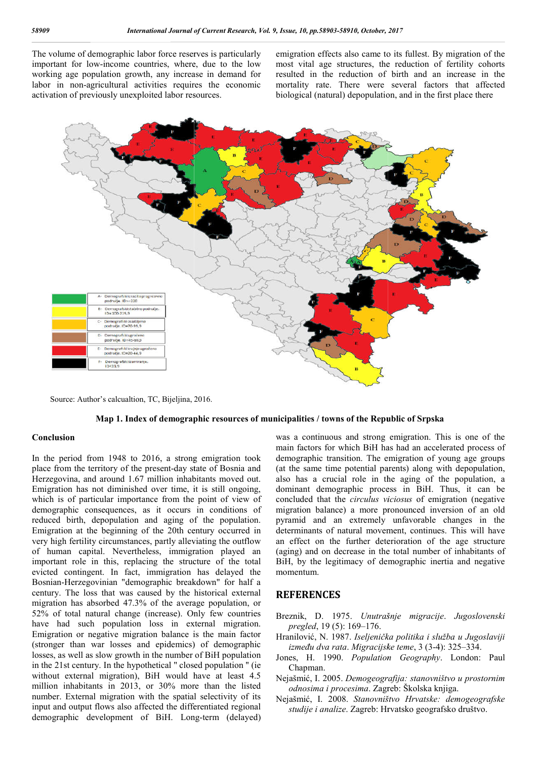The volume of demographic labor force reserves is particularly important for low-income countries, where, due to the low working age population growth, any increase in demand for labor in non-agricultural activities requires the economic activation of previously unexploited labor resources.

emigration effects also came to its fullest. By migration of the most vital age structures, the reduction of fertility cohorts resulted in the reduction of birth and an increase in the mortality rate. There were several factors that affected biological (natural) depopulation, and in the first place there

Source: Author's calcualtion, TC, Bijeljina, 2016.

**Map 1. Index of demographic resources of municipalities / towns of the Republic of Srpska**

## Conclusion

In the period from 1948 to 2016, a strong emigration took place from the territory of the present-day state of Bosnia and Herzegovina, and around 1.67 million inhabitants moved out. Emigration has not diminished over time, it is still ongoing, which is of particular importance from the point of view of demographic consequences, as it occurs in conditions of reduced birth, depopulation and aging of the population. Emigration at the beginning of the 20th century occurred in very high fertility circumstances, partly alleviating the outflow of human capital. Nevertheless, immigration played an important role in this, replacing the structure of the total evicted contingent. In fact, immigration has delayed the Bosnian-Herzegovinian "demographic breakdown" for half a century. The loss that was caused by the historical external migration has absorbed 47.3% of the average population, or 52% of total natural change (increase). Only few countries have had such population loss in external migration. Emigration or negative migration balance is the main factor (stronger than war losses and epidemics) of demographic losses, as well as slow growth in the number of BiH population in the 21st century. In the hypothetical " closed population " (ie without external migration), BiH would have at least 4.5 million inhabitants in 2013, or 30% more than the listed number. External migration with the spatial selectivity of its input and output flows also affected the differentiated regional demographic development of BiH. Long-term (delayed) was a continuous and strong emigration. This is one of the main factors for which BiH has had an accelerated process of demographic transition. The emigration of young age groups (at the same time potential parents) along with depopulation, also has a crucial role in the aging of the population, a dominant demographic process in BiH. Thus, it can be concluded that the *circulus viciosus* of emigration (negative migration balance) a more pronounced inversion of an old pyramid and an extremely unfavorable changes in the determinants of natural movement, continues. This will have an effect on the further deterioration of the age structure (aging) and on decrease in the total number of inhabitants of BiH, by the legitimacy of demographic inertia and negative momentum.

## REFERENCES

Breznik, D. 1975. *Unutrašnje migracije*. *Jugoslovenski pregled*, 19 (5): 169–176.

Hranilović, N. 1987. *Iseljenička politika i služba u Jugoslaviji između dva rata*. *Migracijske teme*, 3 (3-4): 325–334.

Jones, H. 1990. *Population Geography*. London: Paul Chapman.

Nejašmić, I. 2005. *Demogeografija: stanovništvo u prostornim odnosima i procesima*. Zagreb: Školska knjiga.

Nejašmić, I. 2008. *Stanovništvo Hrvatske: demogeografske studije i analize*. Zagreb: Hrvatsko geografsko društvo.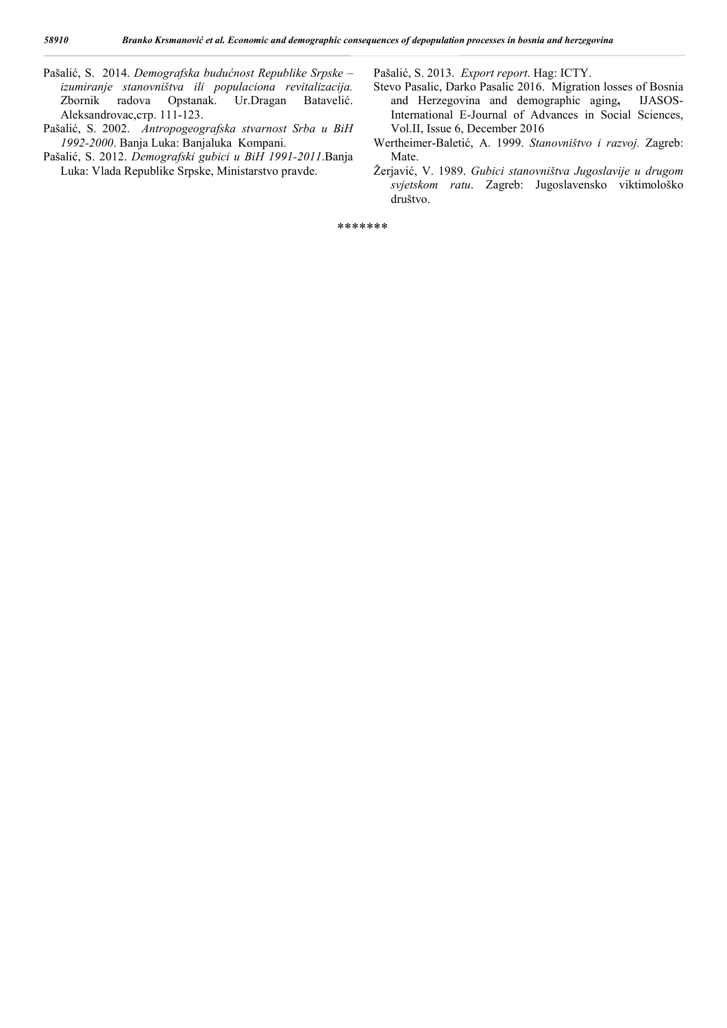Pašalić, S. 2014. *Demografska budućnost Republike Srpske – izumiranje stanovništva ili populaciona revitalizacija.* Zbornik radova Opstanak. Ur.Dragan Batavelić. Aleksandrovac,стр. 111-123.

Pašalić, S. 2002. *Antropogeografska stvarnost Srba u BiH 1992-2000*. Banja Luka: Banjaluka Kompani.

Pašalić, S. 2012. *Demografski gubici u BiH 1991-2011*.Banja Luka: Vlada Republike Srpske, Ministarstvo pravde.

Pašalić, S. 2013. *Export report*. Hag: ICTY.

Stevo Pasalic, Darko Pasalic 2016. Migration losses of Bosnia and Herzegovina and demographic aging**,** IJASOS-International E-Journal of Advances in Social Sciences, Vol.II, Issue 6, December 2016

Wertheimer-Baletić, A. 1999. *Stanovništvo i razvoj.* Zagreb: Mate.

Žerjavić, V. 1989. *Gubici stanovništva Jugoslavije u drugom svjetskom ratu*. Zagreb: Jugoslavensko viktimološko društvo.

*******